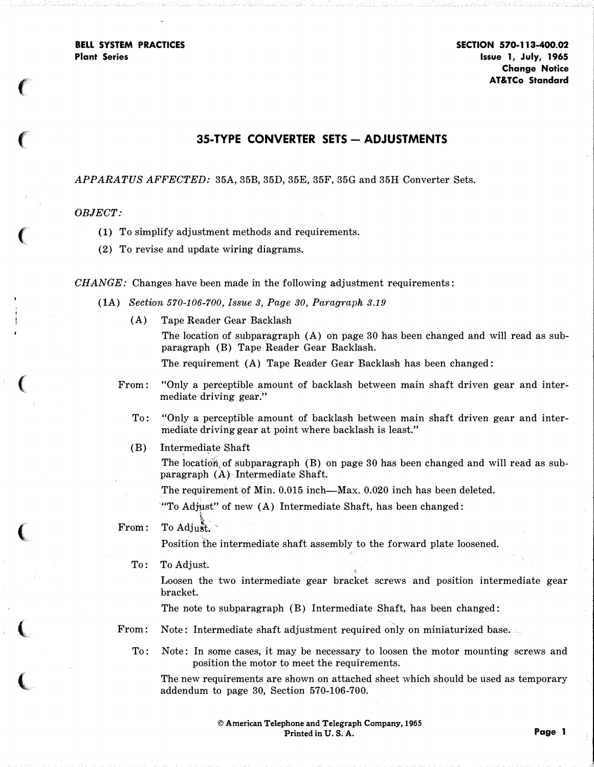BELL SYSTEM PRACTICES
Plant Series

SECTION 570-113-400.02
Issue 1, July, 1965
Change Notice
AT&TCo Standard

# 35-TYPE CONVERTER SETS — ADJUSTMENTS

*APPARATUS AFFECTED:* 35A, 35B, 35D, 35E, 35F, 35G and 35H Converter Sets.

*OBJECT:*

(1) To simplify adjustment methods and requirements.

(2) To revise and update wiring diagrams.

*CHANGE:* Changes have been made in the following adjustment requirements:

(1A) *Section 570-106-700, Issue 3, Page 30, Paragraph 3.19*

(A) Tape Reader Gear Backlash

The location of subparagraph (A) on page 30 has been changed and will read as subparagraph (B) Tape Reader Gear Backlash.

The requirement (A) Tape Reader Gear Backlash has been changed:

From: "Only a perceptible amount of backlash between main shaft driven gear and intermediate driving gear."

To: "Only a perceptible amount of backlash between main shaft driven gear and intermediate driving gear at point where backlash is least."

(B) Intermediate Shaft

The location of subparagraph (B) on page 30 has been changed and will read as subparagraph (A) Intermediate Shaft.

The requirement of Min. 0.015 inch—Max. 0.020 inch has been deleted.

"To Adjust" of new (A) Intermediate Shaft, has been changed:

From: To Adjust.

Position the intermediate shaft assembly to the forward plate loosened.

To: To Adjust.

Loosen the two intermediate gear bracket screws and position intermediate gear bracket.

The note to subparagraph (B) Intermediate Shaft, has been changed:

From: Note: Intermediate shaft adjustment required only on miniaturized base.

To: Note: In some cases, it may be necessary to loosen the motor mounting screws and position the motor to meet the requirements.

The new requirements are shown on attached sheet which should be used as temporary addendum to page 30, Section 570-106-700.

© American Telephone and Telegraph Company, 1965
Printed in U. S. A.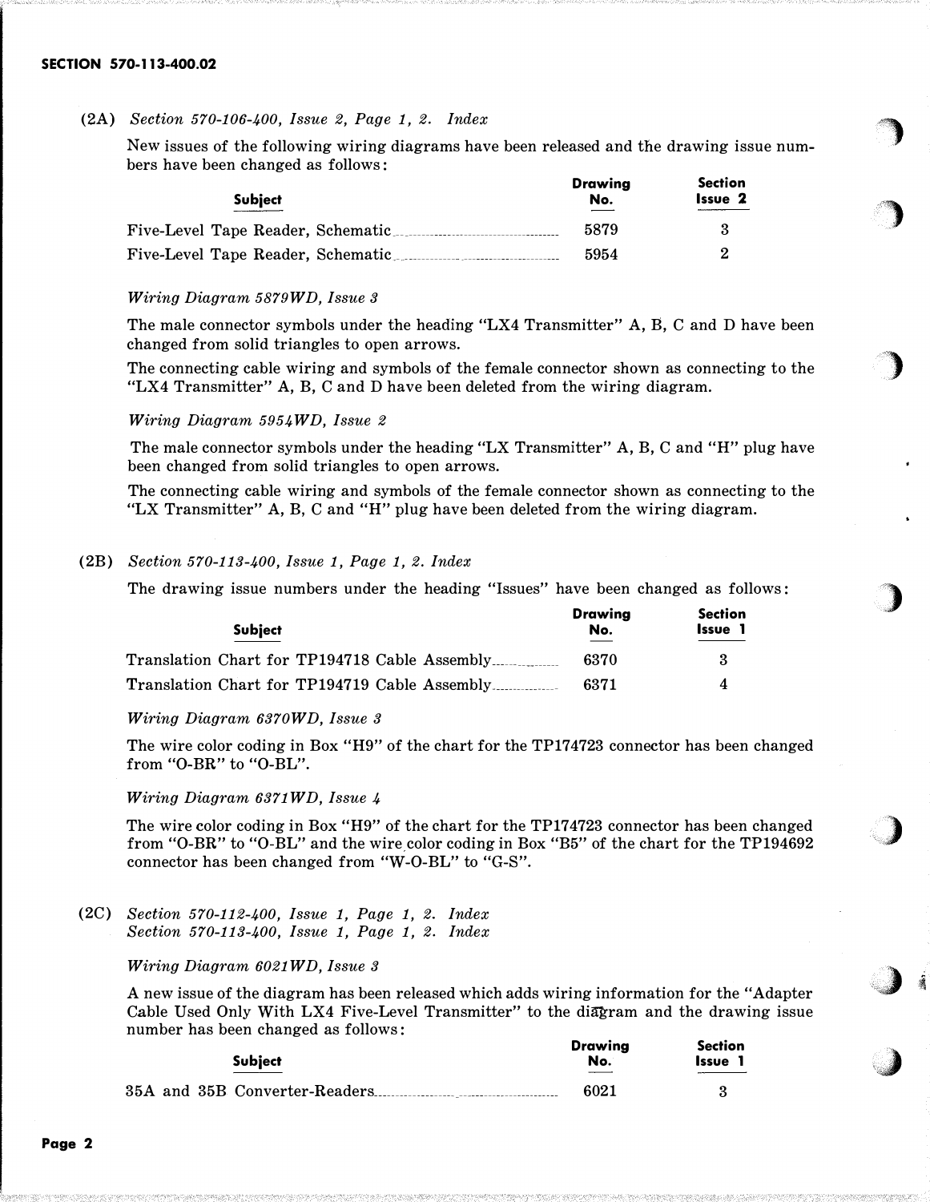(2A) *Section 570-106-400, Issue 2, Page 1, 2. Index*

New issues of the following wiring diagrams have been released and the drawing issue numbers have been changed as follows:

| Subject | Drawing No. | Section Issue 2 |
|---|---|---|
| Five-Level Tape Reader, Schematic | 5879 | 3 |
| Five-Level Tape Reader, Schematic | 5954 | 2 |

*Wiring Diagram 5879WD, Issue 3*

The male connector symbols under the heading "LX4 Transmitter" A, B, C and D have been changed from solid triangles to open arrows.

The connecting cable wiring and symbols of the female connector shown as connecting to the "LX4 Transmitter" A, B, C and D have been deleted from the wiring diagram.

*Wiring Diagram 5954WD, Issue 2*

The male connector symbols under the heading "LX Transmitter" A, B, C and "H" plug have been changed from solid triangles to open arrows.

The connecting cable wiring and symbols of the female connector shown as connecting to the "LX Transmitter" A, B, C and "H" plug have been deleted from the wiring diagram.

(2B) *Section 570-113-400, Issue 1, Page 1, 2. Index*

The drawing issue numbers under the heading "Issues" have been changed as follows:

| Subject | Drawing No. | Section Issue 1 |
|---|---|---|
| Translation Chart for TP194718 Cable Assembly | 6370 | 3 |
| Translation Chart for TP194719 Cable Assembly | 6371 | 4 |

*Wiring Diagram 6370WD, Issue 3*

The wire color coding in Box "H9" of the chart for the TP174723 connector has been changed from "O-BR" to "O-BL".

*Wiring Diagram 6371WD, Issue 4*

The wire color coding in Box "H9" of the chart for the TP174723 connector has been changed from "O-BR" to "O-BL" and the wire color coding in Box "B5" of the chart for the TP194692 connector has been changed from "W-O-BL" to "G-S".

(2C) *Section 570-112-400, Issue 1, Page 1, 2. Index*
*Section 570-113-400, Issue 1, Page 1, 2. Index*

*Wiring Diagram 6021WD, Issue 3*

A new issue of the diagram has been released which adds wiring information for the "Adapter Cable Used Only With LX4 Five-Level Transmitter" to the diagram and the drawing issue number has been changed as follows:

| Subject | Drawing No. | Section Issue 1 |
|---|---|---|
| 35A and 35B Converter-Readers | 6021 | 3 |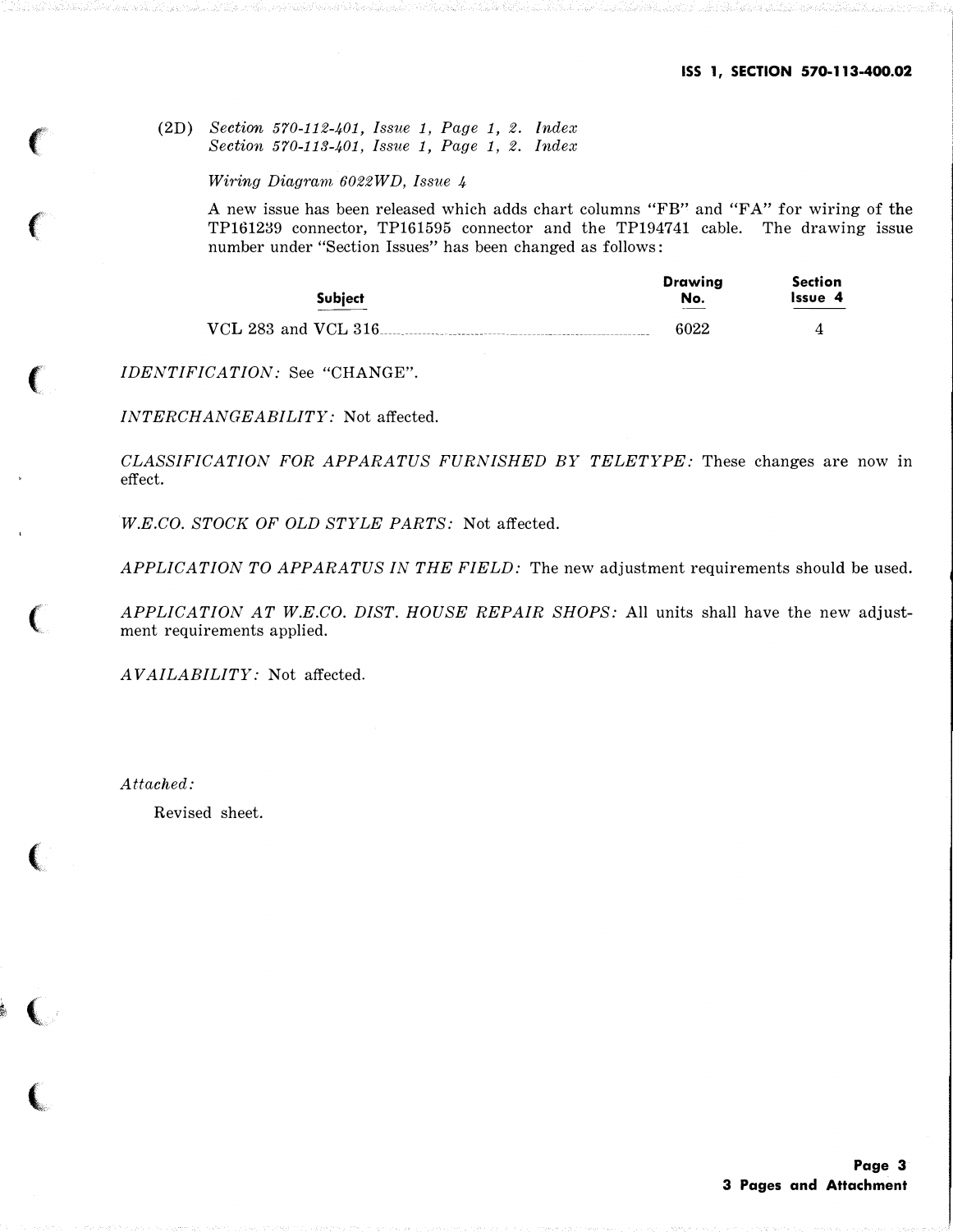(2D) *Section 570-112-401, Issue 1, Page 1, 2. Index*
*Section 570-113-401, Issue 1, Page 1, 2. Index*

*Wiring Diagram 6022WD, Issue 4*

A new issue has been released which adds chart columns "FB" and "FA" for wiring of the TP161239 connector, TP161595 connector and the TP194741 cable. The drawing issue number under "Section Issues" has been changed as follows:

| Subject | Drawing No. | Section Issue 4 |
|---|---|---|
| VCL 283 and VCL 316 | 6022 | 4 |

*IDENTIFICATION:* See "CHANGE".

*INTERCHANGEABILITY:* Not affected.

*CLASSIFICATION FOR APPARATUS FURNISHED BY TELETYPE:* These changes are now in effect.

*W.E.CO. STOCK OF OLD STYLE PARTS:* Not affected.

*APPLICATION TO APPARATUS IN THE FIELD:* The new adjustment requirements should be used.

*APPLICATION AT W.E.CO. DIST. HOUSE REPAIR SHOPS:* All units shall have the new adjustment requirements applied.

*AVAILABILITY:* Not affected.

*Attached:*

Revised sheet.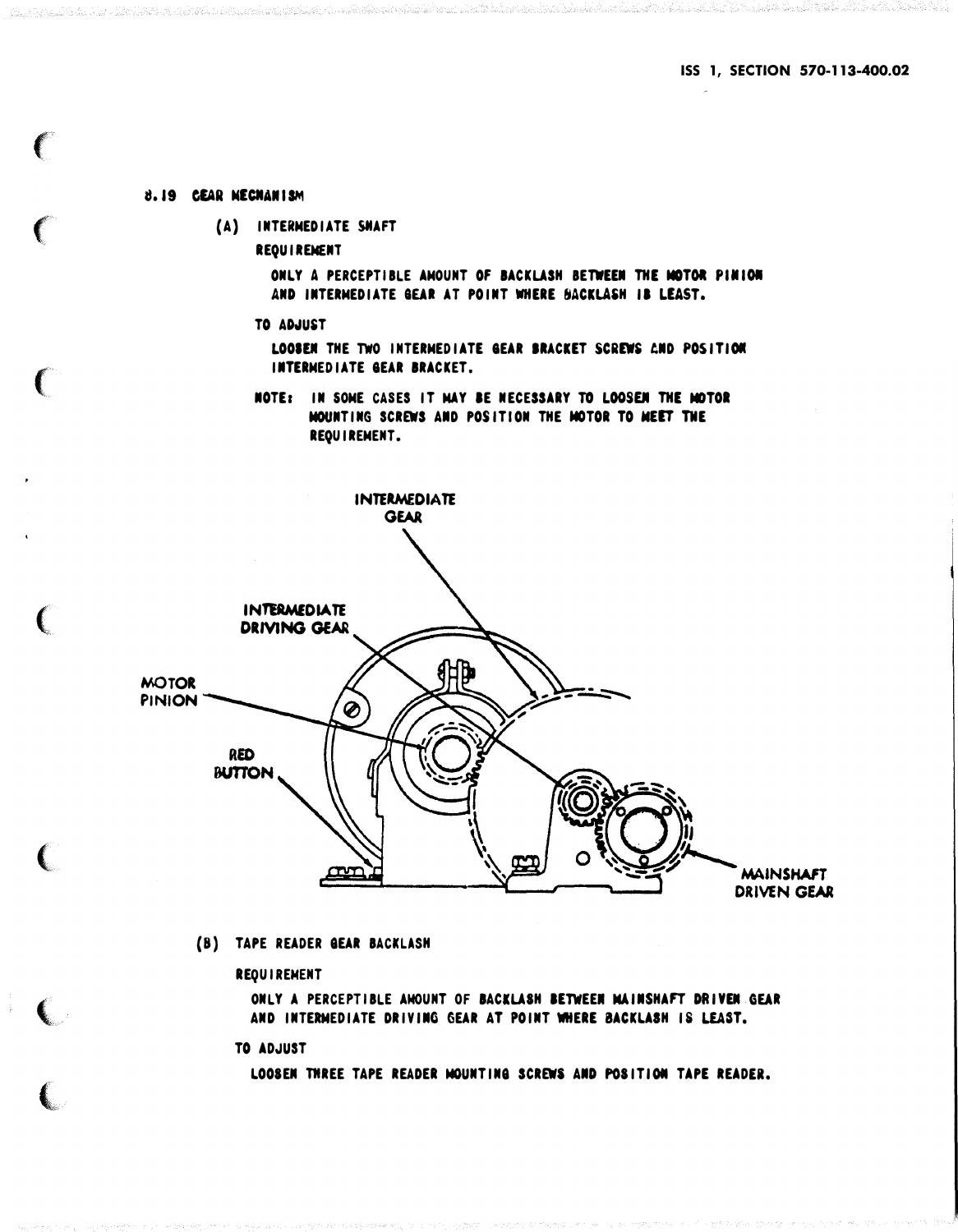## 8.19 GEAR MECHANISM

### (A) INTERMEDIATE SHAFT

**REQUIREMENT**

ONLY A PERCEPTIBLE AMOUNT OF BACKLASH BETWEEN THE MOTOR PINION AND INTERMEDIATE GEAR AT POINT WHERE BACKLASH IS LEAST.

**TO ADJUST**

LOOSEN THE TWO INTERMEDIATE GEAR BRACKET SCREWS AND POSITION INTERMEDIATE GEAR BRACKET.

**NOTE:** IN SOME CASES IT MAY BE NECESSARY TO LOOSEN THE MOTOR MOUNTING SCREWS AND POSITION THE MOTOR TO MEET THE REQUIREMENT.

INTERMEDIATE GEAR

INTERMEDIATE DRIVING GEAR

MOTOR PINION

RED BUTTON

MAINSHAFT DRIVEN GEAR

### (B) TAPE READER GEAR BACKLASH

**REQUIREMENT**

ONLY A PERCEPTIBLE AMOUNT OF BACKLASH BETWEEN MAINSHAFT DRIVEN GEAR AND INTERMEDIATE DRIVING GEAR AT POINT WHERE BACKLASH IS LEAST.

**TO ADJUST**

LOOSEN THREE TAPE READER MOUNTING SCREWS AND POSITION TAPE READER.